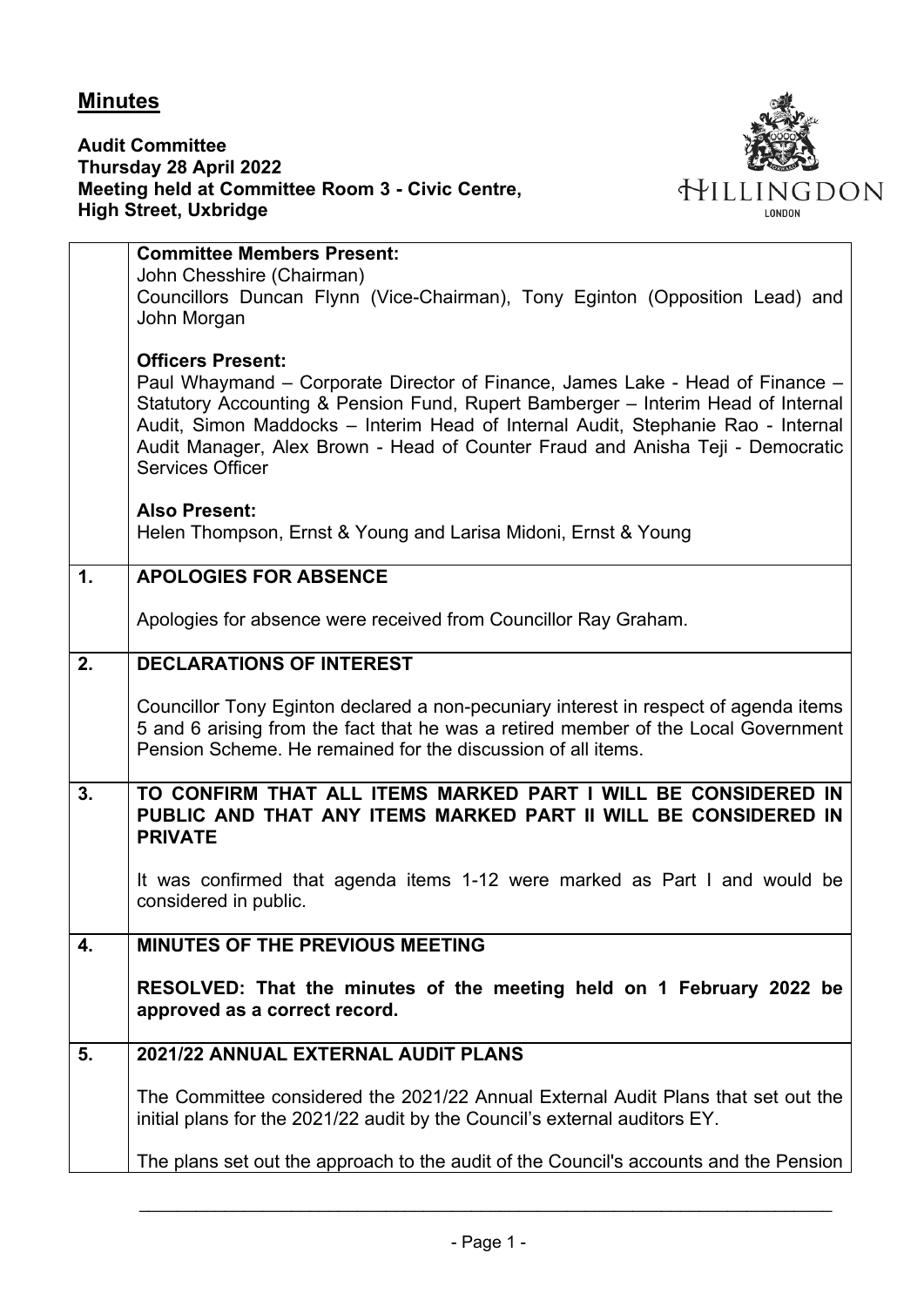# **Minutes**

**Audit Committee**
**Thursday 28 April 2022**
**Meeting held at Committee Room 3 - Civic Centre, High Street, Uxbridge**

| | |
|---|---|
| | **Committee Members Present:**<br>John Chesshire (Chairman)<br>Councillors Duncan Flynn (Vice-Chairman), Tony Eginton (Opposition Lead) and John Morgan<br><br>**Officers Present:**<br>Paul Whaymand – Corporate Director of Finance, James Lake - Head of Finance – Statutory Accounting & Pension Fund, Rupert Bamberger – Interim Head of Internal Audit, Simon Maddocks – Interim Head of Internal Audit, Stephanie Rao - Internal Audit Manager, Alex Brown - Head of Counter Fraud and Anisha Teji - Democratic Services Officer<br><br>**Also Present:**<br>Helen Thompson, Ernst & Young and Larisa Midoni, Ernst & Young |
| **1.** | **APOLOGIES FOR ABSENCE**<br><br>Apologies for absence were received from Councillor Ray Graham. |
| **2.** | **DECLARATIONS OF INTEREST**<br><br>Councillor Tony Eginton declared a non-pecuniary interest in respect of agenda items 5 and 6 arising from the fact that he was a retired member of the Local Government Pension Scheme. He remained for the discussion of all items. |
| **3.** | **TO CONFIRM THAT ALL ITEMS MARKED PART I WILL BE CONSIDERED IN PUBLIC AND THAT ANY ITEMS MARKED PART II WILL BE CONSIDERED IN PRIVATE**<br><br>It was confirmed that agenda items 1-12 were marked as Part I and would be considered in public. |
| **4.** | **MINUTES OF THE PREVIOUS MEETING**<br><br>**RESOLVED: That the minutes of the meeting held on 1 February 2022 be approved as a correct record.** |
| **5.** | **2021/22 ANNUAL EXTERNAL AUDIT PLANS**<br><br>The Committee considered the 2021/22 Annual External Audit Plans that set out the initial plans for the 2021/22 audit by the Council's external auditors EY.<br><br>The plans set out the approach to the audit of the Council's accounts and the Pension |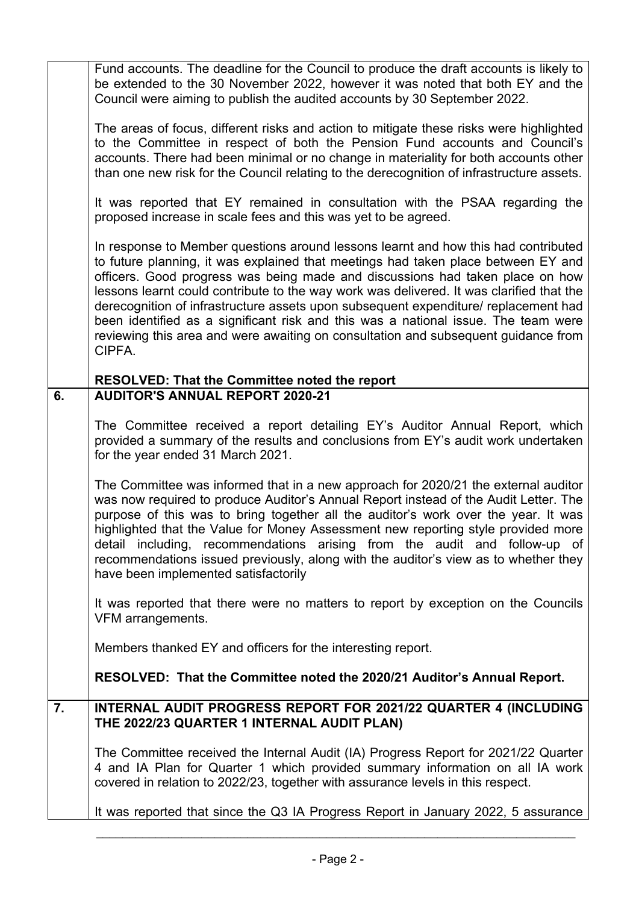Fund accounts. The deadline for the Council to produce the draft accounts is likely to be extended to the 30 November 2022, however it was noted that both EY and the Council were aiming to publish the audited accounts by 30 September 2022.

The areas of focus, different risks and action to mitigate these risks were highlighted to the Committee in respect of both the Pension Fund accounts and Council's accounts. There had been minimal or no change in materiality for both accounts other than one new risk for the Council relating to the derecognition of infrastructure assets.

It was reported that EY remained in consultation with the PSAA regarding the proposed increase in scale fees and this was yet to be agreed.

In response to Member questions around lessons learnt and how this had contributed to future planning, it was explained that meetings had taken place between EY and officers. Good progress was being made and discussions had taken place on how lessons learnt could contribute to the way work was delivered. It was clarified that the derecognition of infrastructure assets upon subsequent expenditure/ replacement had been identified as a significant risk and this was a national issue. The team were reviewing this area and were awaiting on consultation and subsequent guidance from CIPFA.

**RESOLVED: That the Committee noted the report**

## 6. AUDITOR'S ANNUAL REPORT 2020-21

The Committee received a report detailing EY's Auditor Annual Report, which provided a summary of the results and conclusions from EY's audit work undertaken for the year ended 31 March 2021.

The Committee was informed that in a new approach for 2020/21 the external auditor was now required to produce Auditor's Annual Report instead of the Audit Letter. The purpose of this was to bring together all the auditor's work over the year. It was highlighted that the Value for Money Assessment new reporting style provided more detail including, recommendations arising from the audit and follow-up of recommendations issued previously, along with the auditor's view as to whether they have been implemented satisfactorily

It was reported that there were no matters to report by exception on the Councils VFM arrangements.

Members thanked EY and officers for the interesting report.

**RESOLVED: That the Committee noted the 2020/21 Auditor's Annual Report.**

## 7. INTERNAL AUDIT PROGRESS REPORT FOR 2021/22 QUARTER 4 (INCLUDING THE 2022/23 QUARTER 1 INTERNAL AUDIT PLAN)

The Committee received the Internal Audit (IA) Progress Report for 2021/22 Quarter 4 and IA Plan for Quarter 1 which provided summary information on all IA work covered in relation to 2022/23, together with assurance levels in this respect.

It was reported that since the Q3 IA Progress Report in January 2022, 5 assurance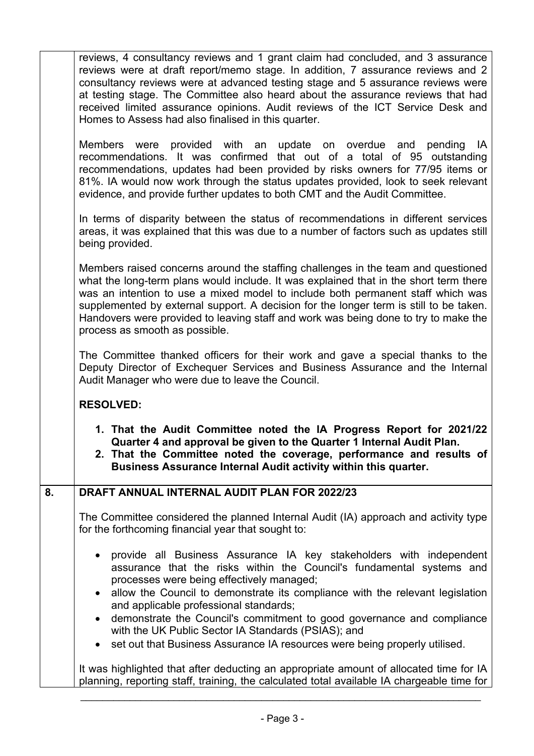reviews, 4 consultancy reviews and 1 grant claim had concluded, and 3 assurance reviews were at draft report/memo stage. In addition, 7 assurance reviews and 2 consultancy reviews were at advanced testing stage and 5 assurance reviews were at testing stage. The Committee also heard about the assurance reviews that had received limited assurance opinions. Audit reviews of the ICT Service Desk and Homes to Assess had also finalised in this quarter.

Members were provided with an update on overdue and pending IA recommendations. It was confirmed that out of a total of 95 outstanding recommendations, updates had been provided by risks owners for 77/95 items or 81%. IA would now work through the status updates provided, look to seek relevant evidence, and provide further updates to both CMT and the Audit Committee.

In terms of disparity between the status of recommendations in different services areas, it was explained that this was due to a number of factors such as updates still being provided.

Members raised concerns around the staffing challenges in the team and questioned what the long-term plans would include. It was explained that in the short term there was an intention to use a mixed model to include both permanent staff which was supplemented by external support. A decision for the longer term is still to be taken. Handovers were provided to leaving staff and work was being done to try to make the process as smooth as possible.

The Committee thanked officers for their work and gave a special thanks to the Deputy Director of Exchequer Services and Business Assurance and the Internal Audit Manager who were due to leave the Council.

**RESOLVED:**

1. **That the Audit Committee noted the IA Progress Report for 2021/22 Quarter 4 and approval be given to the Quarter 1 Internal Audit Plan.**
2. **That the Committee noted the coverage, performance and results of Business Assurance Internal Audit activity within this quarter.**

## 8. DRAFT ANNUAL INTERNAL AUDIT PLAN FOR 2022/23

The Committee considered the planned Internal Audit (IA) approach and activity type for the forthcoming financial year that sought to:

- provide all Business Assurance IA key stakeholders with independent assurance that the risks within the Council's fundamental systems and processes were being effectively managed;
- allow the Council to demonstrate its compliance with the relevant legislation and applicable professional standards;
- demonstrate the Council's commitment to good governance and compliance with the UK Public Sector IA Standards (PSIAS); and
- set out that Business Assurance IA resources were being properly utilised.

It was highlighted that after deducting an appropriate amount of allocated time for IA planning, reporting staff, training, the calculated total available IA chargeable time for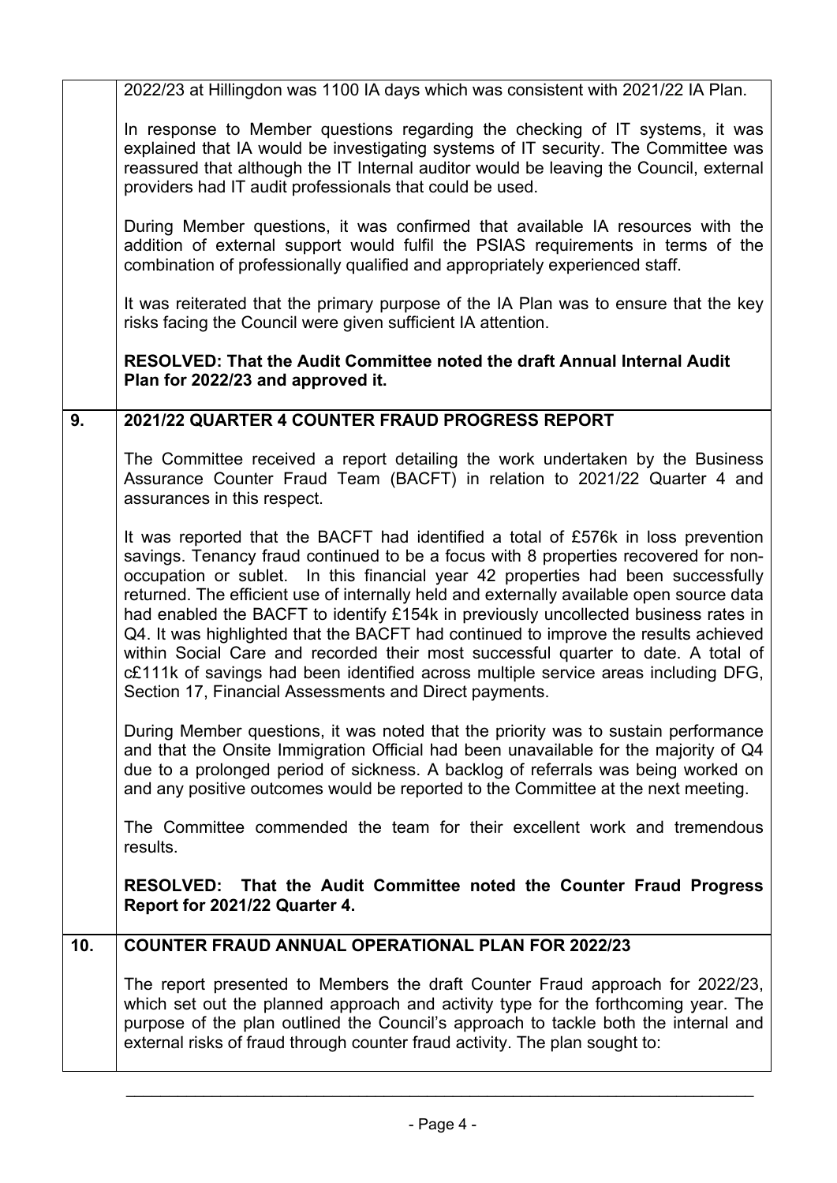2022/23 at Hillingdon was 1100 IA days which was consistent with 2021/22 IA Plan.

In response to Member questions regarding the checking of IT systems, it was explained that IA would be investigating systems of IT security. The Committee was reassured that although the IT Internal auditor would be leaving the Council, external providers had IT audit professionals that could be used.

During Member questions, it was confirmed that available IA resources with the addition of external support would fulfil the PSIAS requirements in terms of the combination of professionally qualified and appropriately experienced staff.

It was reiterated that the primary purpose of the IA Plan was to ensure that the key risks facing the Council were given sufficient IA attention.

**RESOLVED: That the Audit Committee noted the draft Annual Internal Audit Plan for 2022/23 and approved it.**

## 9. 2021/22 QUARTER 4 COUNTER FRAUD PROGRESS REPORT

The Committee received a report detailing the work undertaken by the Business Assurance Counter Fraud Team (BACFT) in relation to 2021/22 Quarter 4 and assurances in this respect.

It was reported that the BACFT had identified a total of £576k in loss prevention savings. Tenancy fraud continued to be a focus with 8 properties recovered for non-occupation or sublet. In this financial year 42 properties had been successfully returned. The efficient use of internally held and externally available open source data had enabled the BACFT to identify £154k in previously uncollected business rates in Q4. It was highlighted that the BACFT had continued to improve the results achieved within Social Care and recorded their most successful quarter to date. A total of c£111k of savings had been identified across multiple service areas including DFG, Section 17, Financial Assessments and Direct payments.

During Member questions, it was noted that the priority was to sustain performance and that the Onsite Immigration Official had been unavailable for the majority of Q4 due to a prolonged period of sickness. A backlog of referrals was being worked on and any positive outcomes would be reported to the Committee at the next meeting.

The Committee commended the team for their excellent work and tremendous results.

**RESOLVED: That the Audit Committee noted the Counter Fraud Progress Report for 2021/22 Quarter 4.**

## 10. COUNTER FRAUD ANNUAL OPERATIONAL PLAN FOR 2022/23

The report presented to Members the draft Counter Fraud approach for 2022/23, which set out the planned approach and activity type for the forthcoming year. The purpose of the plan outlined the Council's approach to tackle both the internal and external risks of fraud through counter fraud activity. The plan sought to: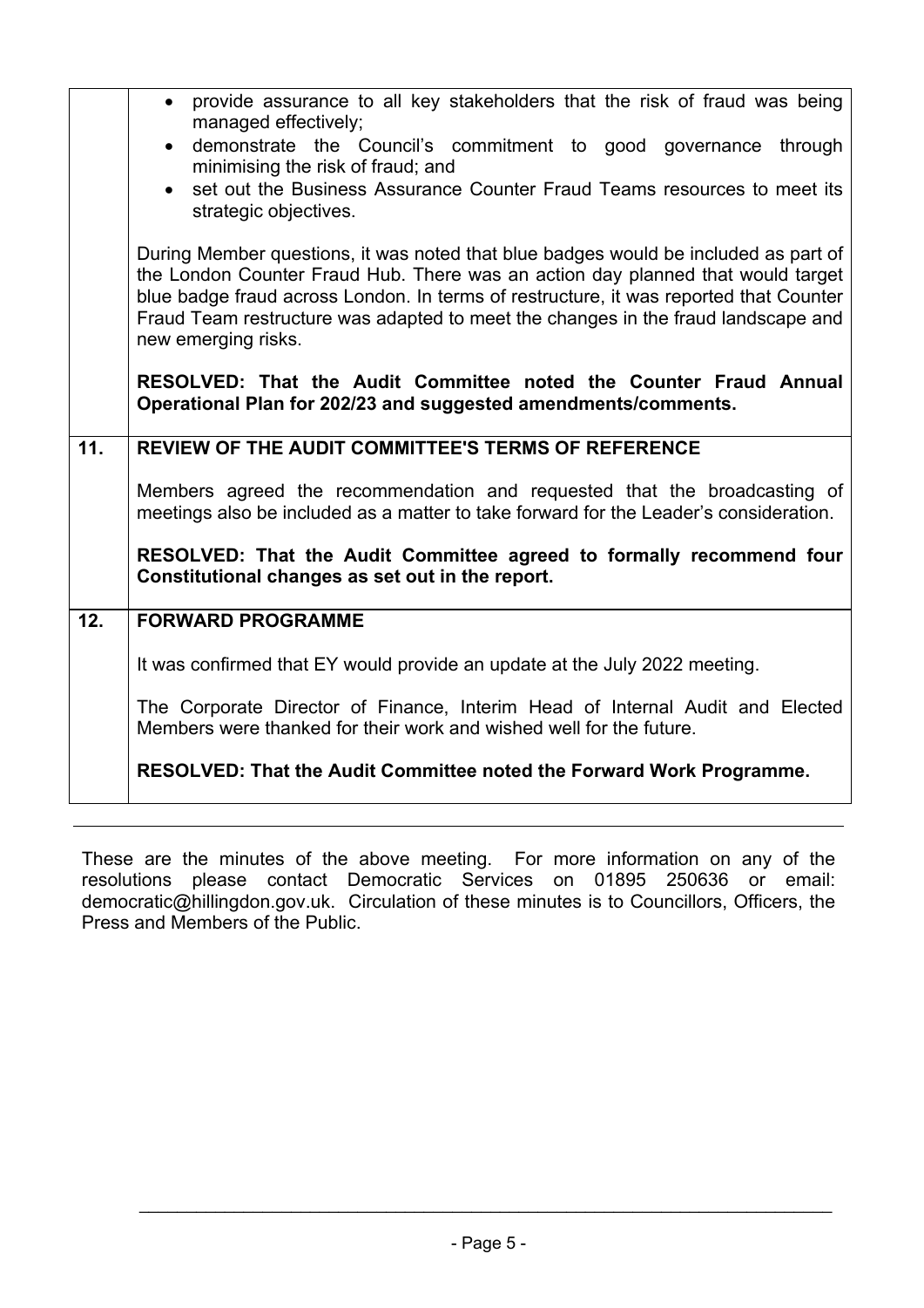| | |
|---|---|
| | • provide assurance to all key stakeholders that the risk of fraud was being managed effectively;<br>• demonstrate the Council's commitment to good governance through minimising the risk of fraud; and<br>• set out the Business Assurance Counter Fraud Teams resources to meet its strategic objectives.<br><br>During Member questions, it was noted that blue badges would be included as part of the London Counter Fraud Hub. There was an action day planned that would target blue badge fraud across London. In terms of restructure, it was reported that Counter Fraud Team restructure was adapted to meet the changes in the fraud landscape and new emerging risks.<br><br>**RESOLVED: That the Audit Committee noted the Counter Fraud Annual Operational Plan for 202/23 and suggested amendments/comments.** |
| **11.** | **REVIEW OF THE AUDIT COMMITTEE'S TERMS OF REFERENCE**<br><br>Members agreed the recommendation and requested that the broadcasting of meetings also be included as a matter to take forward for the Leader's consideration.<br><br>**RESOLVED: That the Audit Committee agreed to formally recommend four Constitutional changes as set out in the report.** |
| **12.** | **FORWARD PROGRAMME**<br><br>It was confirmed that EY would provide an update at the July 2022 meeting.<br><br>The Corporate Director of Finance, Interim Head of Internal Audit and Elected Members were thanked for their work and wished well for the future.<br><br>**RESOLVED: That the Audit Committee noted the Forward Work Programme.** |

These are the minutes of the above meeting. For more information on any of the resolutions please contact Democratic Services on 01895 250636 or email: democratic@hillingdon.gov.uk. Circulation of these minutes is to Councillors, Officers, the Press and Members of the Public.